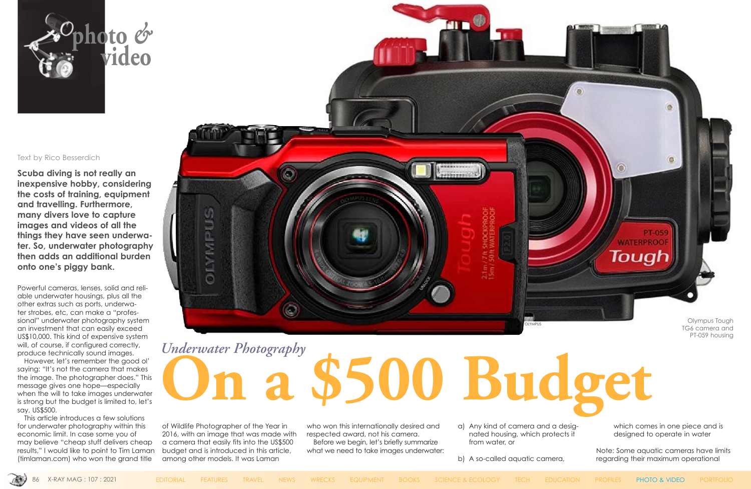# Underwater Photography

# On a $500 Budget

Text by Rico Besserdich

**Scuba diving is not really an inexpensive hobby, considering the costs of training, equipment and travelling. Furthermore, many divers love to capture images and videos of all the things they have seen underwater. So, underwater photography then adds an additional burden onto one's piggy bank.**

Powerful cameras, lenses, solid and reliable underwater housings, plus all the other extras such as ports, underwater strobes, etc, can make a "professional" underwater photography system an investment that can easily exceed US$10,000. This kind of expensive system will, of course, if configured correctly, produce technically sound images.

However, let's remember the good ol' saying: "It's not the camera that makes the image. The photographer does." This message gives one hope—especially when the will to take images underwater is strong but the budget is limited to, let's say, US$500.

This article introduces a few solutions for underwater photography within this economic limit. In case some you of may believe "cheap stuff delivers cheap results," I would like to point to Tim Laman (timlaman.com) who won the grand title of Wildlife Photographer of the Year in 2016, with an image that was made with a camera that easily fits into the US$500 budget and is introduced in this article, among other models. It was Laman who won this internationally desired and respected award, not his camera.

Before we begin, let's briefly summarize what we need to take images underwater:

a) Any kind of camera and a designated housing, which protects it from water, or

b) A so-called aquatic camera, which comes in one piece and is designed to operate in water

Note: Some aquatic cameras have limits regarding their maximum operational

Olympus Tough TG6 camera and PT-059 housing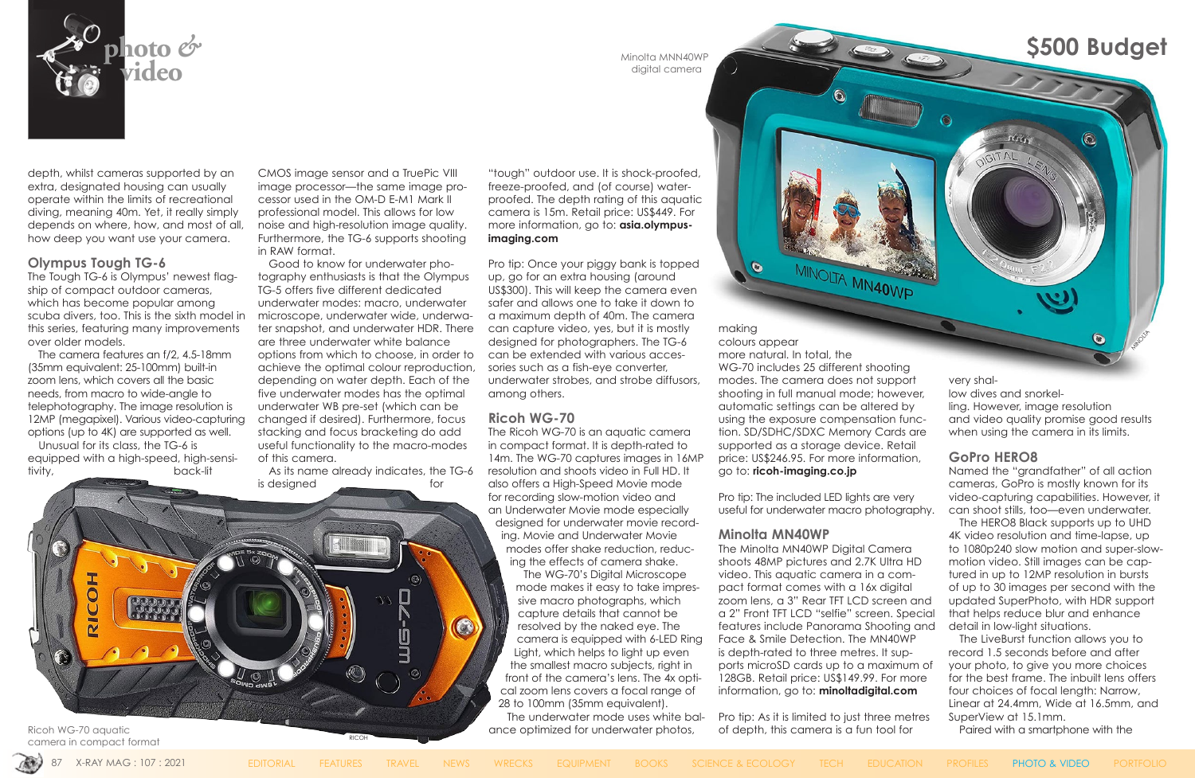## $500 Budget

depth, whilst cameras supported by an extra, designated housing can usually operate within the limits of recreational diving, meaning 40m. Yet, it really simply depends on where, how, and most of all, how deep you want use your camera.

### Olympus Tough TG-6

The Tough TG-6 is Olympus' newest flagship of compact outdoor cameras, which has become popular among scuba divers, too. This is the sixth model in this series, featuring many improvements over older models.

The camera features an f/2, 4.5-18mm (35mm equivalent: 25-100mm) built-in zoom lens, which covers all the basic needs, from macro to wide-angle to telephotography. The image resolution is 12MP (megapixel). Various video-capturing options (up to 4K) are supported as well.

Unusual for its class, the TG-6 is equipped with a high-speed, high-sensitivity, back-lit CMOS image sensor and a TruePic VIII image processor—the same image processor used in the OM-D E-M1 Mark II professional model. This allows for low noise and high-resolution image quality. Furthermore, the TG-6 supports shooting in RAW format.

Good to know for underwater photography enthusiasts is that the Olympus TG-5 offers five different dedicated underwater modes: macro, underwater microscope, underwater wide, underwater snapshot, and underwater HDR. There are three underwater white balance options from which to choose, in order to achieve the optimal colour reproduction, depending on water depth. Each of the five underwater modes has the optimal underwater WB pre-set (which can be changed if desired). Furthermore, focus stacking and focus bracketing do add useful functionality to the macro-modes of this camera.

As its name already indicates, the TG-6 is designed for "tough" outdoor use. It is shock-proofed, freeze-proofed, and (of course) waterproofed. The depth rating of this aquatic camera is 15m. Retail price: US$449. For more information, go to: **asia.olympus-imaging.com**

Pro tip: Once your piggy bank is topped up, go for an extra housing (around US$300). This will keep the camera even safer and allows one to take it down to a maximum depth of 40m. The camera can capture video, yes, but it is mostly designed for photographers. The TG-6 can be extended with various accessories such as a fish-eye converter, underwater strobes, and strobe diffusors, among others.

### Ricoh WG-70

The Ricoh WG-70 is an aquatic camera in compact format. It is depth-rated to 14m. The WG-70 captures images in 16MP resolution and shoots video in Full HD. It also offers a High-Speed Movie mode for recording slow-motion video and an Underwater Movie mode especially designed for underwater movie recording. Movie and Underwater Movie modes offer shake reduction, reducing the effects of camera shake.

The WG-70's Digital Microscope mode makes it easy to take impressive macro photographs, which capture details that cannot be resolved by the naked eye. The camera is equipped with 6-LED Ring Light, which helps to light up even the smallest macro subjects, right in front of the camera's lens. The 4x optical zoom lens covers a focal range of 28 to 100mm (35mm equivalent).

The underwater mode uses white balance optimized for underwater photos, making colours appear more natural. In total, the WG-70 includes 25 different shooting modes. The camera does not support shooting in full manual mode; however, automatic settings can be altered by using the exposure compensation function. SD/SDHC/SDXC Memory Cards are supported as a storage device. Retail price: US$246.95. For more information, go to: **ricoh-imaging.co.jp**

Pro tip: The included LED lights are very useful for underwater macro photography.

Ricoh WG-70 aquatic camera in compact format

### Minolta MN40WP

The Minolta MN40WP Digital Camera shoots 48MP pictures and 2.7K Ultra HD video. This aquatic camera in a compact format comes with a 16x digital zoom lens, a 3" Rear TFT LCD screen and a 2" Front TFT LCD "selfie" screen. Special features include Panorama Shooting and Face & Smile Detection. The MN40WP is depth-rated to three metres. It supports microSD cards up to a maximum of 128GB. Retail price: US$149.99. For more information, go to: **minoltadigital.com**

Pro tip: As it is limited to just three metres of depth, this camera is a fun tool for very shallow dives and snorkelling. However, image resolution and video quality promise good results when using the camera in its limits.

Minolta MNN40WP digital camera

### GoPro HERO8

Named the "grandfather" of all action cameras, GoPro is mostly known for its video-capturing capabilities. However, it can shoot stills, too—even underwater.

The HERO8 Black supports up to UHD 4K video resolution and time-lapse, up to 1080p240 slow motion and super-slow-motion video. Still images can be captured in up to 12MP resolution in bursts of up to 30 images per second with the updated SuperPhoto, with HDR support that helps reduce blur and enhance detail in low-light situations.

The LiveBurst function allows you to record 1.5 seconds before and after your photo, to give you more choices for the best frame. The inbuilt lens offers four choices of focal length: Narrow, Linear at 24.4mm, Wide at 16.5mm, and SuperView at 15.1mm.

Paired with a smartphone with the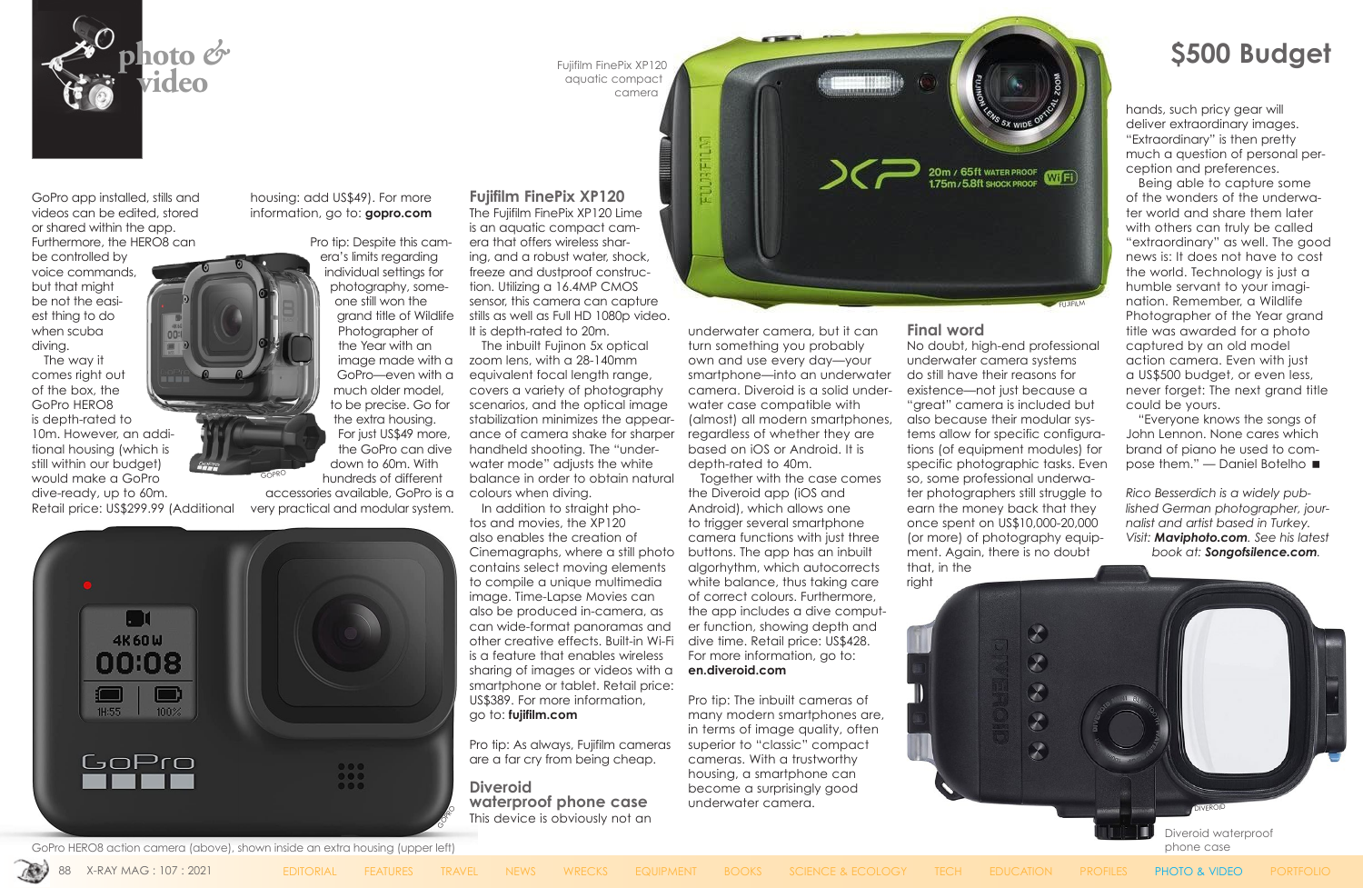GoPro app installed, stills and videos can be edited, stored or shared within the app. Furthermore, the HERO8 can be controlled by voice commands, but that might be not the easiest thing to do when scuba diving.

The way it comes right out of the box, the GoPro HERO8 is depth-rated to 10m. However, an additional housing (which is still within our budget) would make a GoPro dive-ready, up to 60m. Retail price: US$299.99 (Additional housing: add US$49). For more information, go to: **gopro.com**

Pro tip: Despite this camera's limits regarding individual settings for photography, someone still won the grand title of Wildlife Photographer of the Year with an image made with a GoPro—even with a much older model, to be precise. Go for the extra housing. For just US$49 more, the GoPro can dive down to 60m. With hundreds of different accessories available, GoPro is a very practical and modular system.

GoPro HERO8 action camera (above), shown inside an extra housing (upper left)

Fujifilm FinePix XP120 aquatic compact camera

## Fujifilm FinePix XP120

The Fujifilm FinePix XP120 Lime is an aquatic compact camera that offers wireless sharing, and a robust water, shock, freeze and dustproof construction. Utilizing a 16.4MP CMOS sensor, this camera can capture stills as well as Full HD 1080p video. It is depth-rated to 20m.

The inbuilt Fujinon 5x optical zoom lens, with a 28-140mm equivalent focal length range, covers a variety of photography scenarios, and the optical image stabilization minimizes the appearance of camera shake for sharper handheld shooting. The "underwater mode" adjusts the white balance in order to obtain natural colours when diving.

In addition to straight photos and movies, the XP120 also enables the creation of Cinemagraphs, where a still photo contains select moving elements to compile a unique multimedia image. Time-Lapse Movies can also be produced in-camera, as can wide-format panoramas and other creative effects. Built-in Wi-Fi is a feature that enables wireless sharing of images or videos with a smartphone or tablet. Retail price: US$389. For more information, go to: **fujifilm.com**

Pro tip: As always, Fujifilm cameras are a far cry from being cheap.

## Diveroid waterproof phone case

This device is obviously not an underwater camera, but it can turn something you probably own and use every day—your smartphone—into an underwater camera. Diveroid is a solid underwater case compatible with (almost) all modern smartphones, regardless of whether they are based on iOS or Android. It is depth-rated to 40m.

Together with the case comes the Diveroid app (iOS and Android), which allows one to trigger several smartphone camera functions with just three buttons. The app has an inbuilt algorhythm, which autocorrects white balance, thus taking care of correct colours. Furthermore, the app includes a dive computer function, showing depth and dive time. Retail price: US$428. For more information, go to: **en.diveroid.com**

Pro tip: The inbuilt cameras of many modern smartphones are, in terms of image quality, often superior to "classic" compact cameras. With a trustworthy housing, a smartphone can become a surprisingly good underwater camera.

## Final word

No doubt, high-end professional underwater camera systems do still have their reasons for existence—not just because a "great" camera is included but also because their modular systems allow for specific configurations (of equipment modules) for specific photographic tasks. Even so, some professional underwater photographers still struggle to earn the money back that they once spent on US$10,000-20,000 (or more) of photography equipment. Again, there is no doubt that, in the right hands, such pricy gear will deliver extraordinary images. "Extraordinary" is then pretty much a question of personal perception and preferences.

Being able to capture some of the wonders of the underwater world and share them later with others can truly be called "extraordinary" as well. The good news is: It does not have to cost the world. Technology is just a humble servant to your imagination. Remember, a Wildlife Photographer of the Year grand title was awarded for a photo captured by an old model action camera. Even with just a US$500 budget, or even less, never forget: The next grand title could be yours.

"Everyone knows the songs of John Lennon. None cares which brand of piano he used to compose them." — Daniel Botelho ■

*Rico Besserdich is a widely published German photographer, journalist and artist based in Turkey. Visit:* ***Maviphoto.com****. See his latest book at:* ***Songofsilence.com****.*

Diveroid waterproof phone case